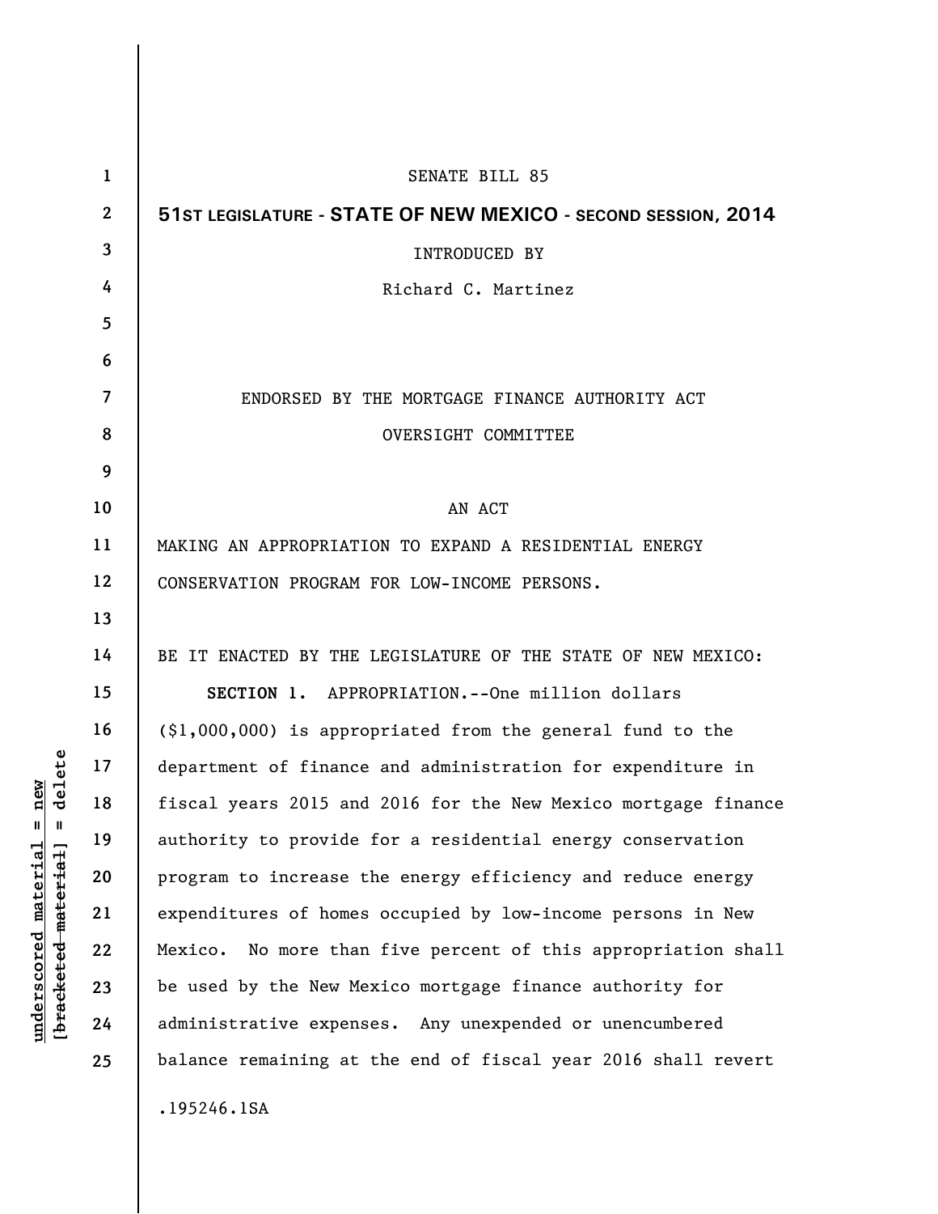SENATE BILL 85

**51ST LEGISLATURE - STATE OF NEW MEXICO - SECOND SESSION, 2014**

INTRODUCED BY

Richard C. Martinez

ENDORSED BY THE MORTGAGE FINANCE AUTHORITY ACT OVERSIGHT COMMITTEE

AN ACT

MAKING AN APPROPRIATION TO EXPAND A RESIDENTIAL ENERGY CONSERVATION PROGRAM FOR LOW-INCOME PERSONS.

BE IT ENACTED BY THE LEGISLATURE OF THE STATE OF NEW MEXICO:

**SECTION 1.** APPROPRIATION.--One million dollars ($1,000,000) is appropriated from the general fund to the department of finance and administration for expenditure in fiscal years 2015 and 2016 for the New Mexico mortgage finance authority to provide for a residential energy conservation program to increase the energy efficiency and reduce energy expenditures of homes occupied by low-income persons in New Mexico. No more than five percent of this appropriation shall be used by the New Mexico mortgage finance authority for administrative expenses. Any unexpended or unencumbered balance remaining at the end of fiscal year 2016 shall revert

.195246.1SA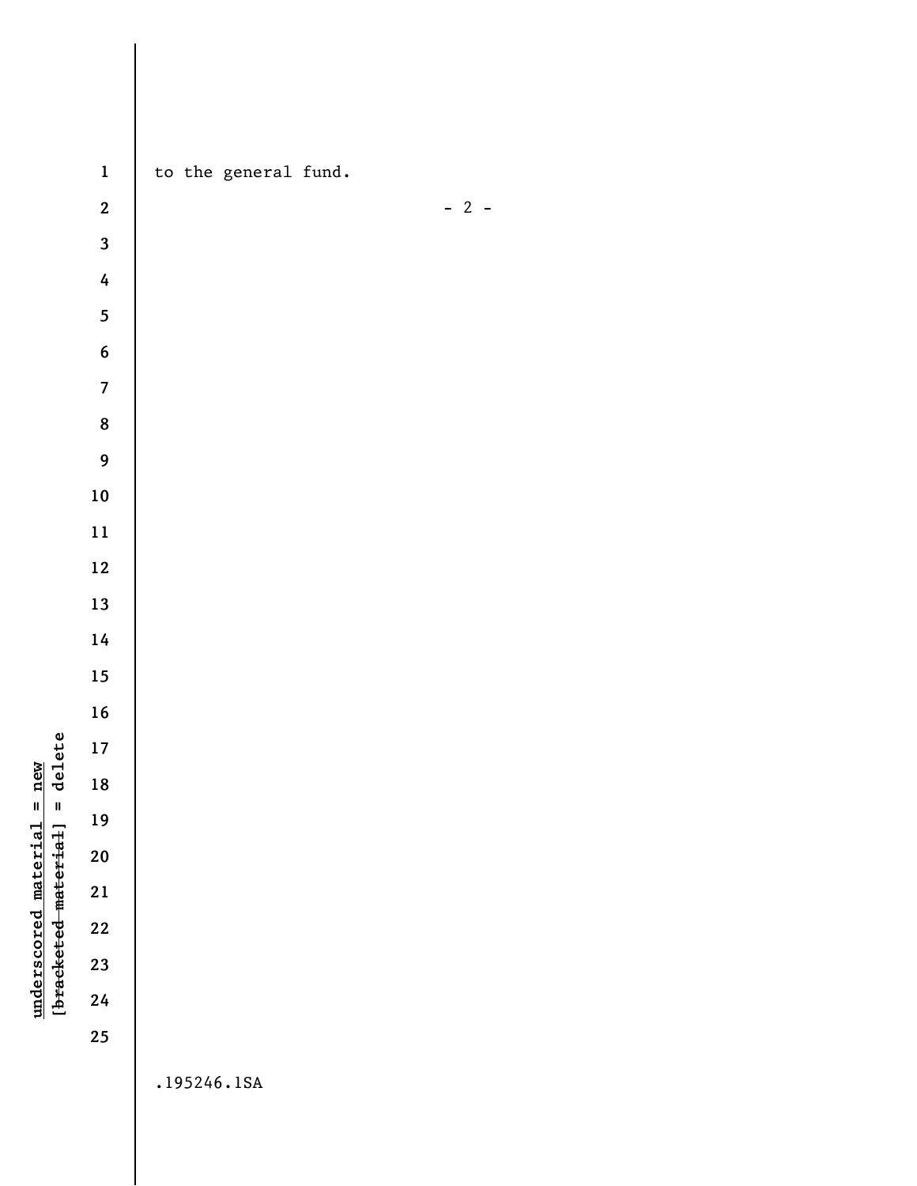to the general fund.

.195246.1SA